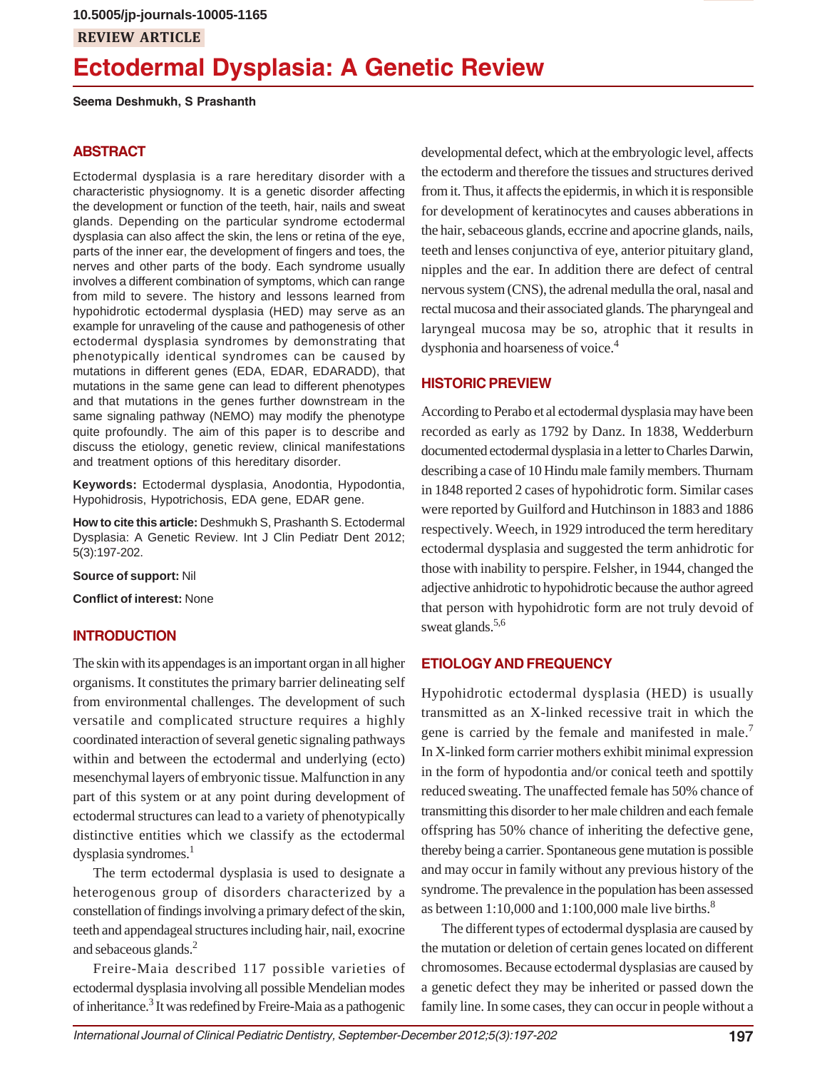10.5005/jp-journals-10005-1165

REVIEW ARTICLE

# Ectodermal Dysplasia: A Genetic Review

**Seema Deshmukh, S Prashanth**

## ABSTRACT

Ectodermal dysplasia is a rare hereditary disorder with a characteristic physiognomy. It is a genetic disorder affecting the development or function of the teeth, hair, nails and sweat glands. Depending on the particular syndrome ectodermal dysplasia can also affect the skin, the lens or retina of the eye, parts of the inner ear, the development of fingers and toes, the nerves and other parts of the body. Each syndrome usually involves a different combination of symptoms, which can range from mild to severe. The history and lessons learned from hypohidrotic ectodermal dysplasia (HED) may serve as an example for unraveling of the cause and pathogenesis of other ectodermal dysplasia syndromes by demonstrating that phenotypically identical syndromes can be caused by mutations in different genes (EDA, EDAR, EDARADD), that mutations in the same gene can lead to different phenotypes and that mutations in the genes further downstream in the same signaling pathway (NEMO) may modify the phenotype quite profoundly. The aim of this paper is to describe and discuss the etiology, genetic review, clinical manifestations and treatment options of this hereditary disorder.

**Keywords:** Ectodermal dysplasia, Anodontia, Hypodontia, Hypohidrosis, Hypotrichosis, EDA gene, EDAR gene.

**How to cite this article:** Deshmukh S, Prashanth S. Ectodermal Dysplasia: A Genetic Review. Int J Clin Pediatr Dent 2012; 5(3):197-202.

**Source of support:** Nil

**Conflict of interest:** None

## INTRODUCTION

The skin with its appendages is an important organ in all higher organisms. It constitutes the primary barrier delineating self from environmental challenges. The development of such versatile and complicated structure requires a highly coordinated interaction of several genetic signaling pathways within and between the ectodermal and underlying (ecto) mesenchymal layers of embryonic tissue. Malfunction in any part of this system or at any point during development of ectodermal structures can lead to a variety of phenotypically distinctive entities which we classify as the ectodermal dysplasia syndromes.[1]

The term ectodermal dysplasia is used to designate a heterogenous group of disorders characterized by a constellation of findings involving a primary defect of the skin, teeth and appendageal structures including hair, nail, exocrine and sebaceous glands.[2]

Freire-Maia described 117 possible varieties of ectodermal dysplasia involving all possible Mendelian modes of inheritance.[3] It was redefined by Freire-Maia as a pathogenic developmental defect, which at the embryologic level, affects the ectoderm and therefore the tissues and structures derived from it. Thus, it affects the epidermis, in which it is responsible for development of keratinocytes and causes abberations in the hair, sebaceous glands, eccrine and apocrine glands, nails, teeth and lenses conjunctiva of eye, anterior pituitary gland, nipples and the ear. In addition there are defect of central nervous system (CNS), the adrenal medulla the oral, nasal and rectal mucosa and their associated glands. The pharyngeal and laryngeal mucosa may be so, atrophic that it results in dysphonia and hoarseness of voice.[4]

## HISTORIC PREVIEW

According to Perabo et al ectodermal dysplasia may have been recorded as early as 1792 by Danz. In 1838, Wedderburn documented ectodermal dysplasia in a letter to Charles Darwin, describing a case of 10 Hindu male family members. Thurnam in 1848 reported 2 cases of hypohidrotic form. Similar cases were reported by Guilford and Hutchinson in 1883 and 1886 respectively. Weech, in 1929 introduced the term hereditary ectodermal dysplasia and suggested the term anhidrotic for those with inability to perspire. Felsher, in 1944, changed the adjective anhidrotic to hypohidrotic because the author agreed that person with hypohidrotic form are not truly devoid of sweat glands.[5,6]

## ETIOLOGY AND FREQUENCY

Hypohidrotic ectodermal dysplasia (HED) is usually transmitted as an X-linked recessive trait in which the gene is carried by the female and manifested in male.[7] In X-linked form carrier mothers exhibit minimal expression in the form of hypodontia and/or conical teeth and spottily reduced sweating. The unaffected female has 50% chance of transmitting this disorder to her male children and each female offspring has 50% chance of inheriting the defective gene, thereby being a carrier. Spontaneous gene mutation is possible and may occur in family without any previous history of the syndrome. The prevalence in the population has been assessed as between 1:10,000 and 1:100,000 male live births.[8]

The different types of ectodermal dysplasia are caused by the mutation or deletion of certain genes located on different chromosomes. Because ectodermal dysplasias are caused by a genetic defect they may be inherited or passed down the family line. In some cases, they can occur in people without a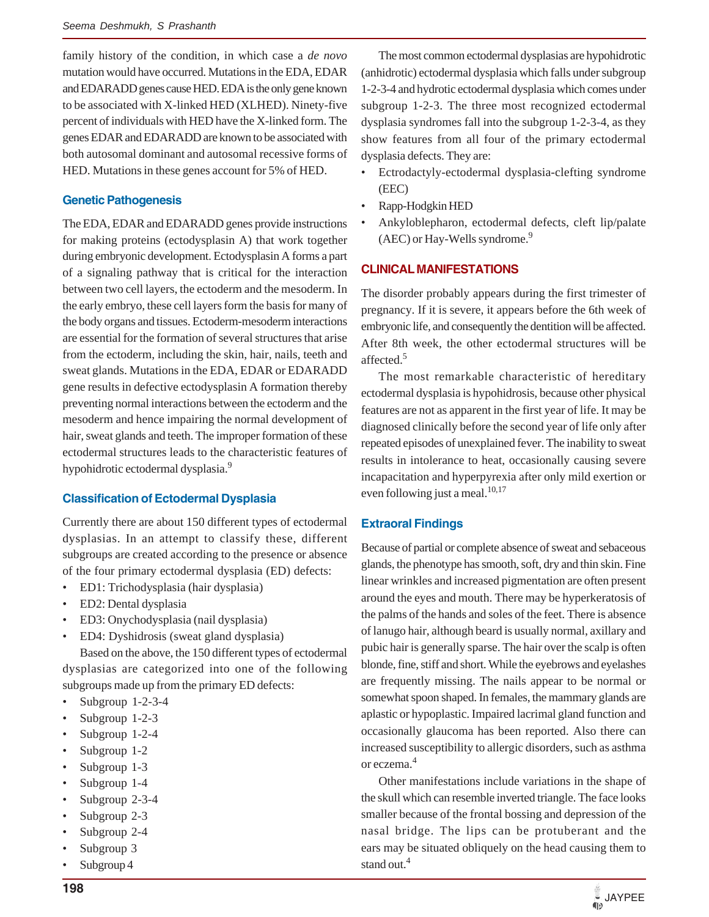family history of the condition, in which case a *de novo* mutation would have occurred. Mutations in the EDA, EDAR and EDARADD genes cause HED. EDA is the only gene known to be associated with X-linked HED (XLHED). Ninety-five percent of individuals with HED have the X-linked form. The genes EDAR and EDARADD are known to be associated with both autosomal dominant and autosomal recessive forms of HED. Mutations in these genes account for 5% of HED.

### Genetic Pathogenesis

The EDA, EDAR and EDARADD genes provide instructions for making proteins (ectodysplasin A) that work together during embryonic development. Ectodysplasin A forms a part of a signaling pathway that is critical for the interaction between two cell layers, the ectoderm and the mesoderm. In the early embryo, these cell layers form the basis for many of the body organs and tissues. Ectoderm-mesoderm interactions are essential for the formation of several structures that arise from the ectoderm, including the skin, hair, nails, teeth and sweat glands. Mutations in the EDA, EDAR or EDARADD gene results in defective ectodysplasin A formation thereby preventing normal interactions between the ectoderm and the mesoderm and hence impairing the normal development of hair, sweat glands and teeth. The improper formation of these ectodermal structures leads to the characteristic features of hypohidrotic ectodermal dysplasia.[9]

### Classification of Ectodermal Dysplasia

Currently there are about 150 different types of ectodermal dysplasias. In an attempt to classify these, different subgroups are created according to the presence or absence of the four primary ectodermal dysplasia (ED) defects:

- ED1: Trichodysplasia (hair dysplasia)
- ED2: Dental dysplasia
- ED3: Onychodysplasia (nail dysplasia)
- ED4: Dyshidrosis (sweat gland dysplasia)

Based on the above, the 150 different types of ectodermal dysplasias are categorized into one of the following subgroups made up from the primary ED defects:

- Subgroup 1-2-3-4
- Subgroup 1-2-3
- Subgroup 1-2-4
- Subgroup 1-2
- Subgroup 1-3
- Subgroup 1-4
- Subgroup 2-3-4
- Subgroup 2-3
- Subgroup 2-4
- Subgroup 3
- Subgroup 4

The most common ectodermal dysplasias are hypohidrotic (anhidrotic) ectodermal dysplasia which falls under subgroup 1-2-3-4 and hydrotic ectodermal dysplasia which comes under subgroup 1-2-3. The three most recognized ectodermal dysplasia syndromes fall into the subgroup 1-2-3-4, as they show features from all four of the primary ectodermal dysplasia defects. They are:

- Ectrodactyly-ectodermal dysplasia-clefting syndrome (EEC)
- Rapp-Hodgkin HED
- Ankyloblepharon, ectodermal defects, cleft lip/palate (AEC) or Hay-Wells syndrome.[9]

## CLINICAL MANIFESTATIONS

The disorder probably appears during the first trimester of pregnancy. If it is severe, it appears before the 6th week of embryonic life, and consequently the dentition will be affected. After 8th week, the other ectodermal structures will be affected.[5]

The most remarkable characteristic of hereditary ectodermal dysplasia is hypohidrosis, because other physical features are not as apparent in the first year of life. It may be diagnosed clinically before the second year of life only after repeated episodes of unexplained fever. The inability to sweat results in intolerance to heat, occasionally causing severe incapacitation and hyperpyrexia after only mild exertion or even following just a meal.[10,17]

### Extraoral Findings

Because of partial or complete absence of sweat and sebaceous glands, the phenotype has smooth, soft, dry and thin skin. Fine linear wrinkles and increased pigmentation are often present around the eyes and mouth. There may be hyperkeratosis of the palms of the hands and soles of the feet. There is absence of lanugo hair, although beard is usually normal, axillary and pubic hair is generally sparse. The hair over the scalp is often blonde, fine, stiff and short. While the eyebrows and eyelashes are frequently missing. The nails appear to be normal or somewhat spoon shaped. In females, the mammary glands are aplastic or hypoplastic. Impaired lacrimal gland function and occasionally glaucoma has been reported. Also there can increased susceptibility to allergic disorders, such as asthma or eczema.[4]

Other manifestations include variations in the shape of the skull which can resemble inverted triangle. The face looks smaller because of the frontal bossing and depression of the nasal bridge. The lips can be protuberant and the ears may be situated obliquely on the head causing them to stand out.[4]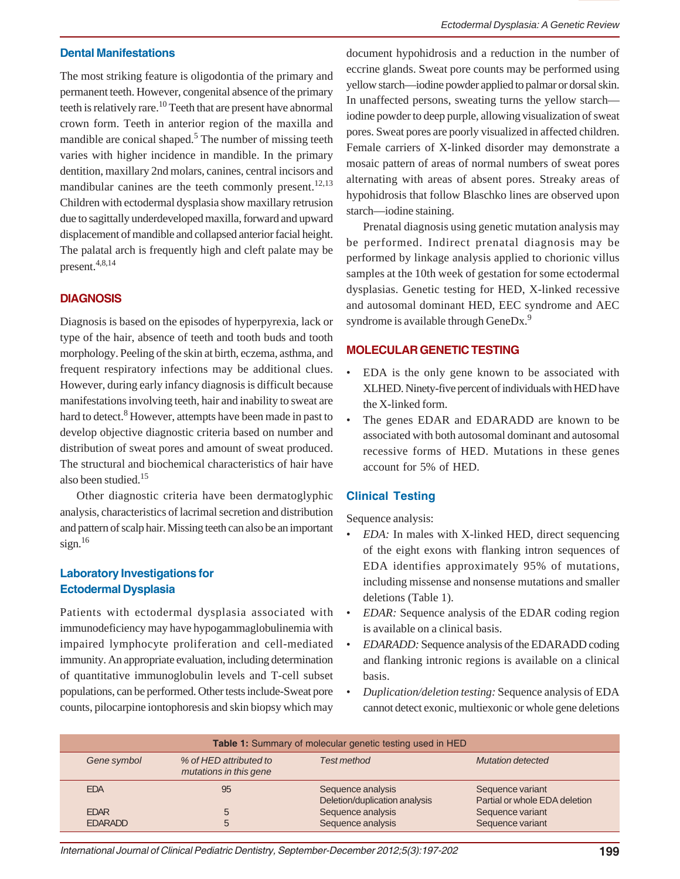### Dental Manifestations

The most striking feature is oligodontia of the primary and permanent teeth. However, congenital absence of the primary teeth is relatively rare.[10] Teeth that are present have abnormal crown form. Teeth in anterior region of the maxilla and mandible are conical shaped.[5] The number of missing teeth varies with higher incidence in mandible. In the primary dentition, maxillary 2nd molars, canines, central incisors and mandibular canines are the teeth commonly present.[12,13] Children with ectodermal dysplasia show maxillary retrusion due to sagittally underdeveloped maxilla, forward and upward displacement of mandible and collapsed anterior facial height. The palatal arch is frequently high and cleft palate may be present.[4,8,14]

## DIAGNOSIS

Diagnosis is based on the episodes of hyperpyrexia, lack or type of the hair, absence of teeth and tooth buds and tooth morphology. Peeling of the skin at birth, eczema, asthma, and frequent respiratory infections may be additional clues. However, during early infancy diagnosis is difficult because manifestations involving teeth, hair and inability to sweat are hard to detect.[8] However, attempts have been made in past to develop objective diagnostic criteria based on number and distribution of sweat pores and amount of sweat produced. The structural and biochemical characteristics of hair have also been studied.[15]

Other diagnostic criteria have been dermatoglyphic analysis, characteristics of lacrimal secretion and distribution and pattern of scalp hair. Missing teeth can also be an important sign.[16]

### Laboratory Investigations for Ectodermal Dysplasia

Patients with ectodermal dysplasia associated with immunodeficiency may have hypogammaglobulinemia with impaired lymphocyte proliferation and cell-mediated immunity. An appropriate evaluation, including determination of quantitative immunoglobulin levels and T-cell subset populations, can be performed. Other tests include-Sweat pore counts, pilocarpine iontophoresis and skin biopsy which may document hypohidrosis and a reduction in the number of eccrine glands. Sweat pore counts may be performed using yellow starch—iodine powder applied to palmar or dorsal skin. In unaffected persons, sweating turns the yellow starch—iodine powder to deep purple, allowing visualization of sweat pores. Sweat pores are poorly visualized in affected children. Female carriers of X-linked disorder may demonstrate a mosaic pattern of areas of normal numbers of sweat pores alternating with areas of absent pores. Streaky areas of hypohidrosis that follow Blaschko lines are observed upon starch—iodine staining.

Prenatal diagnosis using genetic mutation analysis may be performed. Indirect prenatal diagnosis may be performed by linkage analysis applied to chorionic villus samples at the 10th week of gestation for some ectodermal dysplasias. Genetic testing for HED, X-linked recessive and autosomal dominant HED, EEC syndrome and AEC syndrome is available through GeneDx.[9]

## MOLECULAR GENETIC TESTING

- EDA is the only gene known to be associated with XLHED. Ninety-five percent of individuals with HED have the X-linked form.
- The genes EDAR and EDARADD are known to be associated with both autosomal dominant and autosomal recessive forms of HED. Mutations in these genes account for 5% of HED.

### Clinical Testing

Sequence analysis:

- *EDA:* In males with X-linked HED, direct sequencing of the eight exons with flanking intron sequences of EDA identifies approximately 95% of mutations, including missense and nonsense mutations and smaller deletions (Table 1).
- *EDAR:* Sequence analysis of the EDAR coding region is available on a clinical basis.
- *EDARADD:* Sequence analysis of the EDARADD coding and flanking intronic regions is available on a clinical basis.
- *Duplication/deletion testing:* Sequence analysis of EDA cannot detect exonic, multiexonic or whole gene deletions

**Table 1:** Summary of molecular genetic testing used in HED

| *Gene symbol* | *% of HED attributed to mutations in this gene* | *Test method* | *Mutation detected* |
|---|---|---|---|
| EDA | 95 | Sequence analysis<br>Deletion/duplication analysis | Sequence variant<br>Partial or whole EDA deletion |
| EDAR | 5 | Sequence analysis | Sequence variant |
| EDARADD | 5 | Sequence analysis | Sequence variant |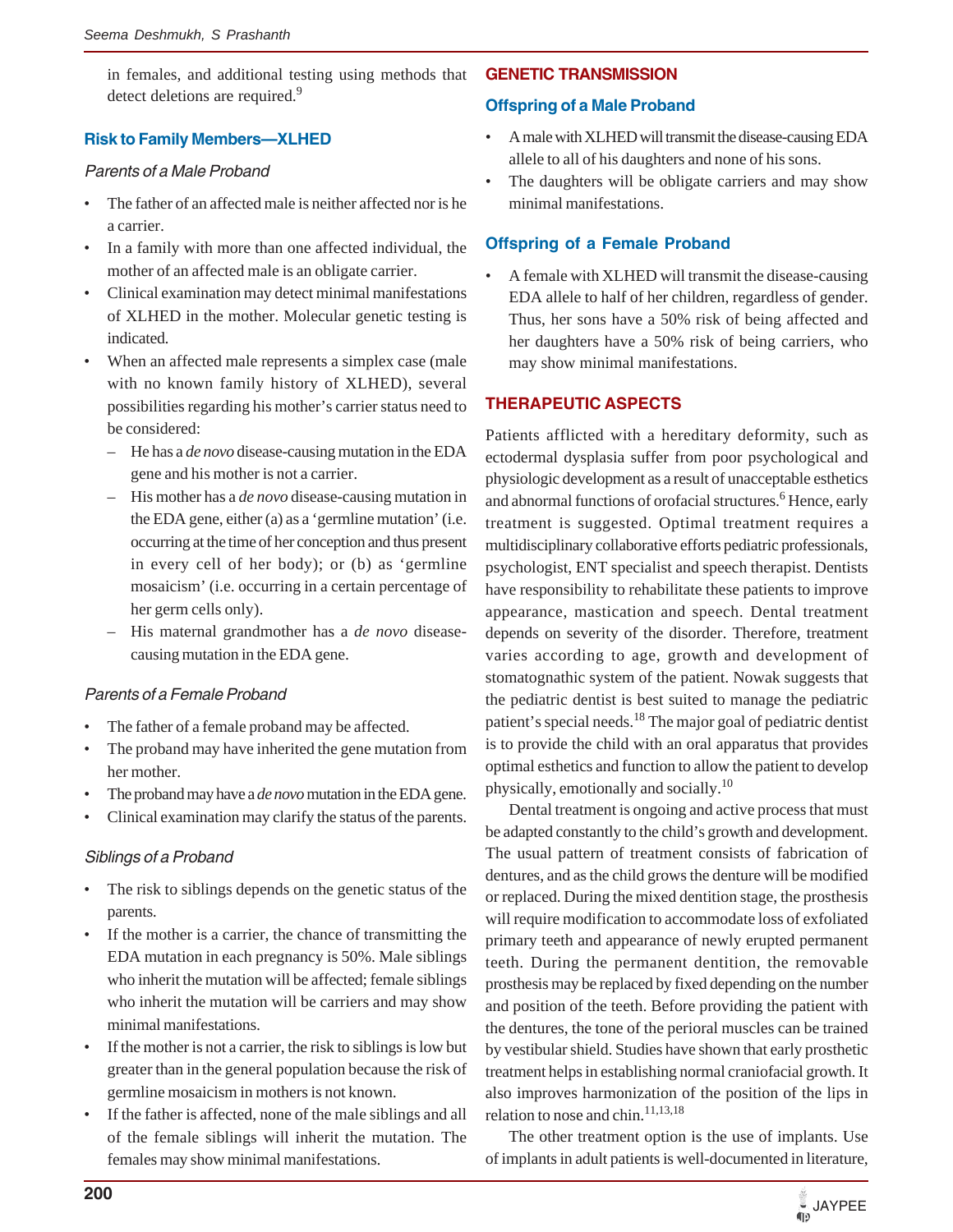in females, and additional testing using methods that detect deletions are required.[9]

### Risk to Family Members—XLHED

*Parents of a Male Proband*

- The father of an affected male is neither affected nor is he a carrier.
- In a family with more than one affected individual, the mother of an affected male is an obligate carrier.
- Clinical examination may detect minimal manifestations of XLHED in the mother. Molecular genetic testing is indicated.
- When an affected male represents a simplex case (male with no known family history of XLHED), several possibilities regarding his mother's carrier status need to be considered:
  - He has a *de novo* disease-causing mutation in the EDA gene and his mother is not a carrier.
  - His mother has a *de novo* disease-causing mutation in the EDA gene, either (a) as a 'germline mutation' (i.e. occurring at the time of her conception and thus present in every cell of her body); or (b) as 'germline mosaicism' (i.e. occurring in a certain percentage of her germ cells only).
  - His maternal grandmother has a *de novo* disease-causing mutation in the EDA gene.

*Parents of a Female Proband*

- The father of a female proband may be affected.
- The proband may have inherited the gene mutation from her mother.
- The proband may have a *de novo* mutation in the EDA gene.
- Clinical examination may clarify the status of the parents.

*Siblings of a Proband*

- The risk to siblings depends on the genetic status of the parents.
- If the mother is a carrier, the chance of transmitting the EDA mutation in each pregnancy is 50%. Male siblings who inherit the mutation will be affected; female siblings who inherit the mutation will be carriers and may show minimal manifestations.
- If the mother is not a carrier, the risk to siblings is low but greater than in the general population because the risk of germline mosaicism in mothers is not known.
- If the father is affected, none of the male siblings and all of the female siblings will inherit the mutation. The females may show minimal manifestations.

## GENETIC TRANSMISSION

### Offspring of a Male Proband

- A male with XLHED will transmit the disease-causing EDA allele to all of his daughters and none of his sons.
- The daughters will be obligate carriers and may show minimal manifestations.

### Offspring of a Female Proband

- A female with XLHED will transmit the disease-causing EDA allele to half of her children, regardless of gender. Thus, her sons have a 50% risk of being affected and her daughters have a 50% risk of being carriers, who may show minimal manifestations.

## THERAPEUTIC ASPECTS

Patients afflicted with a hereditary deformity, such as ectodermal dysplasia suffer from poor psychological and physiologic development as a result of unacceptable esthetics and abnormal functions of orofacial structures.[6] Hence, early treatment is suggested. Optimal treatment requires a multidisciplinary collaborative efforts pediatric professionals, psychologist, ENT specialist and speech therapist. Dentists have responsibility to rehabilitate these patients to improve appearance, mastication and speech. Dental treatment depends on severity of the disorder. Therefore, treatment varies according to age, growth and development of stomatognathic system of the patient. Nowak suggests that the pediatric dentist is best suited to manage the pediatric patient's special needs.[18] The major goal of pediatric dentist is to provide the child with an oral apparatus that provides optimal esthetics and function to allow the patient to develop physically, emotionally and socially.[10]

Dental treatment is ongoing and active process that must be adapted constantly to the child's growth and development. The usual pattern of treatment consists of fabrication of dentures, and as the child grows the denture will be modified or replaced. During the mixed dentition stage, the prosthesis will require modification to accommodate loss of exfoliated primary teeth and appearance of newly erupted permanent teeth. During the permanent dentition, the removable prosthesis may be replaced by fixed depending on the number and position of the teeth. Before providing the patient with the dentures, the tone of the perioral muscles can be trained by vestibular shield. Studies have shown that early prosthetic treatment helps in establishing normal craniofacial growth. It also improves harmonization of the position of the lips in relation to nose and chin.[11,13,18]

The other treatment option is the use of implants. Use of implants in adult patients is well-documented in literature,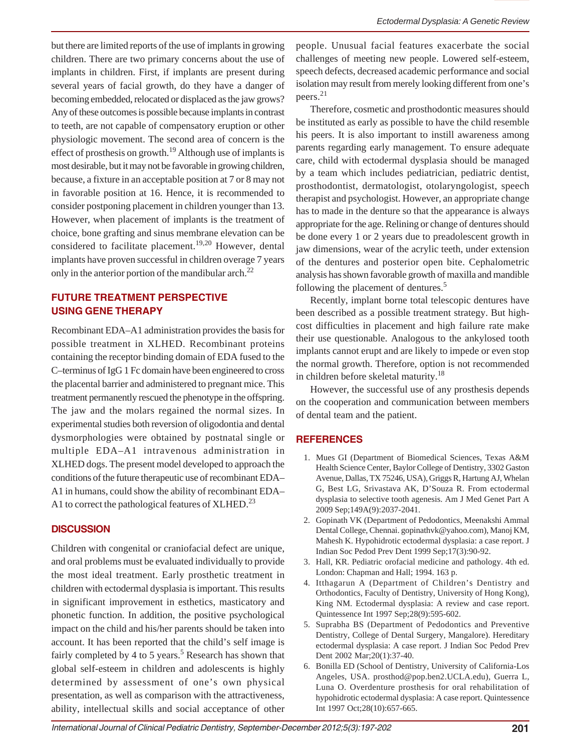but there are limited reports of the use of implants in growing children. There are two primary concerns about the use of implants in children. First, if implants are present during several years of facial growth, do they have a danger of becoming embedded, relocated or displaced as the jaw grows? Any of these outcomes is possible because implants in contrast to teeth, are not capable of compensatory eruption or other physiologic movement. The second area of concern is the effect of prosthesis on growth.[19] Although use of implants is most desirable, but it may not be favorable in growing children, because, a fixture in an acceptable position at 7 or 8 may not in favorable position at 16. Hence, it is recommended to consider postponing placement in children younger than 13. However, when placement of implants is the treatment of choice, bone grafting and sinus membrane elevation can be considered to facilitate placement.[19,20] However, dental implants have proven successful in children overage 7 years only in the anterior portion of the mandibular arch.[22]

## FUTURE TREATMENT PERSPECTIVE USING GENE THERAPY

Recombinant EDA–A1 administration provides the basis for possible treatment in XLHED. Recombinant proteins containing the receptor binding domain of EDA fused to the C–terminus of IgG 1 Fc domain have been engineered to cross the placental barrier and administered to pregnant mice. This treatment permanently rescued the phenotype in the offspring. The jaw and the molars regained the normal sizes. In experimental studies both reversion of oligodontia and dental dysmorphologies were obtained by postnatal single or multiple EDA–A1 intravenous administration in XLHED dogs. The present model developed to approach the conditions of the future therapeutic use of recombinant EDA–A1 in humans, could show the ability of recombinant EDA–A1 to correct the pathological features of XLHED.[23]

## DISCUSSION

Children with congenital or craniofacial defect are unique, and oral problems must be evaluated individually to provide the most ideal treatment. Early prosthetic treatment in children with ectodermal dysplasia is important. This results in significant improvement in esthetics, masticatory and phonetic function. In addition, the positive psychological impact on the child and his/her parents should be taken into account. It has been reported that the child's self image is fairly completed by 4 to 5 years.[5] Research has shown that global self-esteem in children and adolescents is highly determined by assessment of one's own physical presentation, as well as comparison with the attractiveness, ability, intellectual skills and social acceptance of other people. Unusual facial features exacerbate the social challenges of meeting new people. Lowered self-esteem, speech defects, decreased academic performance and social isolation may result from merely looking different from one's peers.[21]

Therefore, cosmetic and prosthodontic measures should be instituted as early as possible to have the child resemble his peers. It is also important to instill awareness among parents regarding early management. To ensure adequate care, child with ectodermal dysplasia should be managed by a team which includes pediatrician, pediatric dentist, prosthodontist, dermatologist, otolaryngologist, speech therapist and psychologist. However, an appropriate change has to made in the denture so that the appearance is always appropriate for the age. Relining or change of dentures should be done every 1 or 2 years due to preadolescent growth in jaw dimensions, wear of the acrylic teeth, under extension of the dentures and posterior open bite. Cephalometric analysis has shown favorable growth of maxilla and mandible following the placement of dentures.[5]

Recently, implant borne total telescopic dentures have been described as a possible treatment strategy. But high-cost difficulties in placement and high failure rate make their use questionable. Analogous to the ankylosed tooth implants cannot erupt and are likely to impede or even stop the normal growth. Therefore, option is not recommended in children before skeletal maturity.[18]

However, the successful use of any prosthesis depends on the cooperation and communication between members of dental team and the patient.

## REFERENCES

1. Mues GI (Department of Biomedical Sciences, Texas A&M Health Science Center, Baylor College of Dentistry, 3302 Gaston Avenue, Dallas, TX 75246, USA), Griggs R, Hartung AJ, Whelan G, Best LG, Srivastava AK, D'Souza R. From ectodermal dysplasia to selective tooth agenesis. Am J Med Genet Part A 2009 Sep;149A(9):2037-2041.
2. Gopinath VK (Department of Pedodontics, Meenakshi Ammal Dental College, Chennai. gopinathvk@yahoo.com), Manoj KM, Mahesh K. Hypohidrotic ectodermal dysplasia: a case report. J Indian Soc Pedod Prev Dent 1999 Sep;17(3):90-92.
3. Hall, KR. Pediatric orofacial medicine and pathology. 4th ed. London: Chapman and Hall; 1994. 163 p.
4. Itthagarun A (Department of Children's Dentistry and Orthodontics, Faculty of Dentistry, University of Hong Kong), King NM. Ectodermal dysplasia: A review and case report. Quintessence Int 1997 Sep;28(9):595-602.
5. Suprabha BS (Department of Pedodontics and Preventive Dentistry, College of Dental Surgery, Mangalore). Hereditary ectodermal dysplasia: A case report. J Indian Soc Pedod Prev Dent 2002 Mar;20(1):37-40.
6. Bonilla ED (School of Dentistry, University of California-Los Angeles, USA. prosthod@pop.ben2.UCLA.edu), Guerra L, Luna O. Overdenture prosthesis for oral rehabilitation of hypohidrotic ectodermal dysplasia: A case report. Quintessence Int 1997 Oct;28(10):657-665.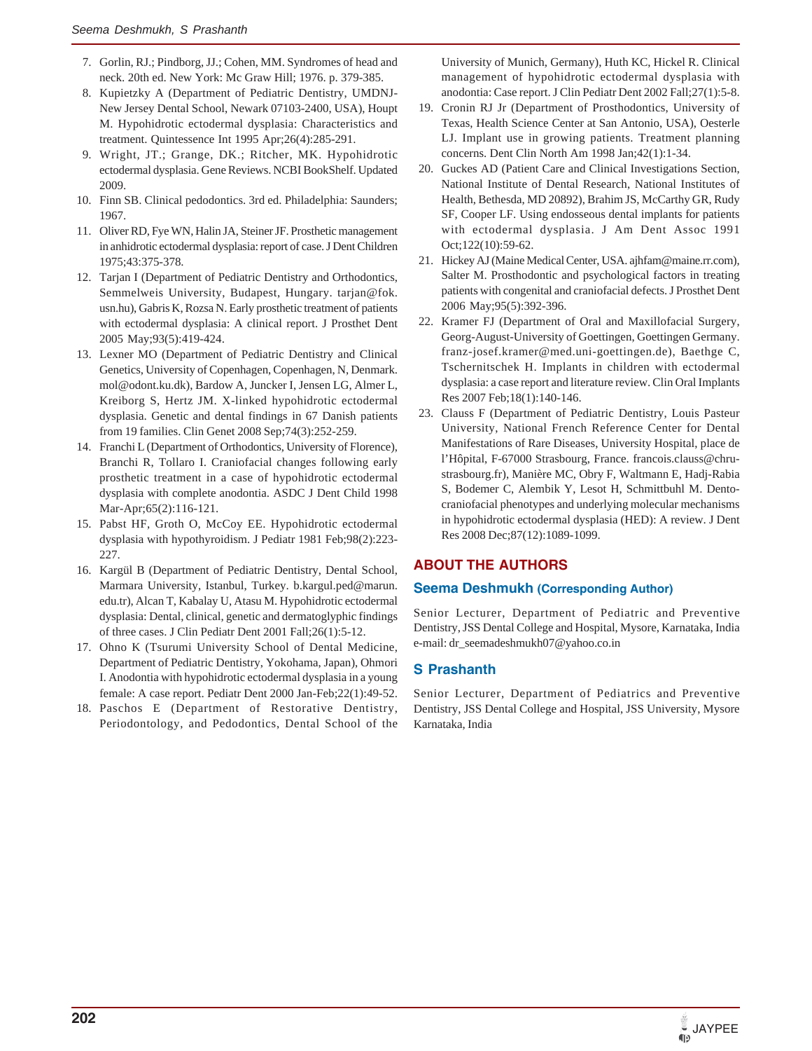7. Gorlin, RJ.; Pindborg, JJ.; Cohen, MM. Syndromes of head and neck. 20th ed. New York: Mc Graw Hill; 1976. p. 379-385.
8. Kupietzky A (Department of Pediatric Dentistry, UMDNJ-New Jersey Dental School, Newark 07103-2400, USA), Houpt M. Hypohidrotic ectodermal dysplasia: Characteristics and treatment. Quintessence Int 1995 Apr;26(4):285-291.
9. Wright, JT.; Grange, DK.; Ritcher, MK. Hypohidrotic ectodermal dysplasia. Gene Reviews. NCBI BookShelf. Updated 2009.
10. Finn SB. Clinical pedodontics. 3rd ed. Philadelphia: Saunders; 1967.
11. Oliver RD, Fye WN, Halin JA, Steiner JF. Prosthetic management in anhidrotic ectodermal dysplasia: report of case. J Dent Children 1975;43:375-378.
12. Tarjan I (Department of Pediatric Dentistry and Orthodontics, Semmelweis University, Budapest, Hungary. tarjan@fok.usn.hu), Gabris K, Rozsa N. Early prosthetic treatment of patients with ectodermal dysplasia: A clinical report. J Prosthet Dent 2005 May;93(5):419-424.
13. Lexner MO (Department of Pediatric Dentistry and Clinical Genetics, University of Copenhagen, Copenhagen, N, Denmark. mol@odont.ku.dk), Bardow A, Juncker I, Jensen LG, Almer L, Kreiborg S, Hertz JM. X-linked hypohidrotic ectodermal dysplasia. Genetic and dental findings in 67 Danish patients from 19 families. Clin Genet 2008 Sep;74(3):252-259.
14. Franchi L (Department of Orthodontics, University of Florence), Branchi R, Tollaro I. Craniofacial changes following early prosthetic treatment in a case of hypohidrotic ectodermal dysplasia with complete anodontia. ASDC J Dent Child 1998 Mar-Apr;65(2):116-121.
15. Pabst HF, Groth O, McCoy EE. Hypohidrotic ectodermal dysplasia with hypothyroidism. J Pediatr 1981 Feb;98(2):223-227.
16. Kargül B (Department of Pediatric Dentistry, Dental School, Marmara University, Istanbul, Turkey. b.kargul.ped@marun.edu.tr), Alcan T, Kabalay U, Atasu M. Hypohidrotic ectodermal dysplasia: Dental, clinical, genetic and dermatoglyphic findings of three cases. J Clin Pediatr Dent 2001 Fall;26(1):5-12.
17. Ohno K (Tsurumi University School of Dental Medicine, Department of Pediatric Dentistry, Yokohama, Japan), Ohmori I. Anodontia with hypohidrotic ectodermal dysplasia in a young female: A case report. Pediatr Dent 2000 Jan-Feb;22(1):49-52.
18. Paschos E (Department of Restorative Dentistry, Periodontology, and Pedodontics, Dental School of the University of Munich, Germany), Huth KC, Hickel R. Clinical management of hypohidrotic ectodermal dysplasia with anodontia: Case report. J Clin Pediatr Dent 2002 Fall;27(1):5-8.
19. Cronin RJ Jr (Department of Prosthodontics, University of Texas, Health Science Center at San Antonio, USA), Oesterle LJ. Implant use in growing patients. Treatment planning concerns. Dent Clin North Am 1998 Jan;42(1):1-34.
20. Guckes AD (Patient Care and Clinical Investigations Section, National Institute of Dental Research, National Institutes of Health, Bethesda, MD 20892), Brahim JS, McCarthy GR, Rudy SF, Cooper LF. Using endosseous dental implants for patients with ectodermal dysplasia. J Am Dent Assoc 1991 Oct;122(10):59-62.
21. Hickey AJ (Maine Medical Center, USA. ajhfam@maine.rr.com), Salter M. Prosthodontic and psychological factors in treating patients with congenital and craniofacial defects. J Prosthet Dent 2006 May;95(5):392-396.
22. Kramer FJ (Department of Oral and Maxillofacial Surgery, Georg-August-University of Goettingen, Goettingen Germany. franz-josef.kramer@med.uni-goettingen.de), Baethge C, Tschernitschek H. Implants in children with ectodermal dysplasia: a case report and literature review. Clin Oral Implants Res 2007 Feb;18(1):140-146.
23. Clauss F (Department of Pediatric Dentistry, Louis Pasteur University, National French Reference Center for Dental Manifestations of Rare Diseases, University Hospital, place de l'Hôpital, F-67000 Strasbourg, France. francois.clauss@chru-strasbourg.fr), Manière MC, Obry F, Waltmann E, Hadj-Rabia S, Bodemer C, Alembik Y, Lesot H, Schmittbuhl M. Dento-craniofacial phenotypes and underlying molecular mechanisms in hypohidrotic ectodermal dysplasia (HED): A review. J Dent Res 2008 Dec;87(12):1089-1099.

## ABOUT THE AUTHORS

### Seema Deshmukh (Corresponding Author)

Senior Lecturer, Department of Pediatric and Preventive Dentistry, JSS Dental College and Hospital, Mysore, Karnataka, India
e-mail: dr_seemadeshmukh07@yahoo.co.in

### S Prashanth

Senior Lecturer, Department of Pediatrics and Preventive Dentistry, JSS Dental College and Hospital, JSS University, Mysore Karnataka, India